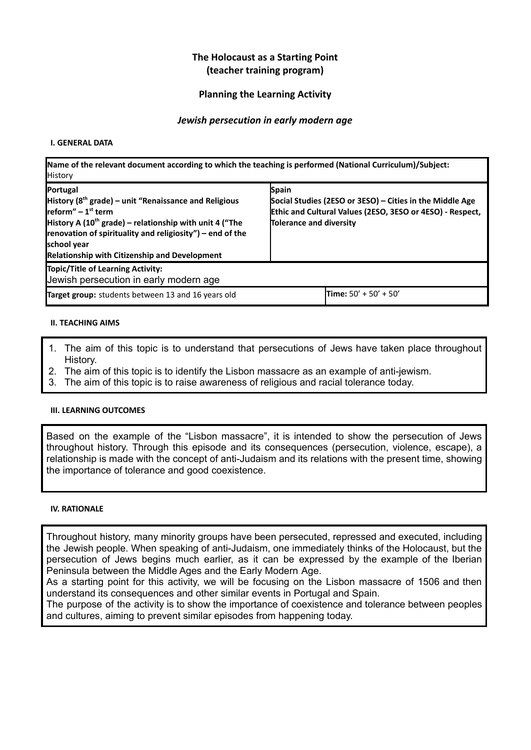# The Holocaust as a Starting Point
## (teacher training program)

## Planning the Learning Activity

### *Jewish persecution in early modern age*

#### I. GENERAL DATA

| **Name of the relevant document according to which the teaching is performed (National Curriculum)/Subject:** History | | |
|---|---|---|
| **Portugal**<br>**History (8th grade) – unit "Renaissance and Religious reform" – 1st term**<br>**History A (10th grade) – relationship with unit 4 ("The renovation of spirituality and religiosity") – end of the school year**<br>**Relationship with Citizenship and Development** | **Spain**<br>**Social Studies (2ESO or 3ESO) – Cities in the Middle Age**<br>**Ethic and Cultural Values (2ESO, 3ESO or 4ESO) - Respect, Tolerance and diversity** | |
| **Topic/Title of Learning Activity:**<br>Jewish persecution in early modern age | | |
| **Target group:** students between 13 and 16 years old | | **Time:** 50' + 50' + 50' |

#### II. TEACHING AIMS

1. The aim of this topic is to understand that persecutions of Jews have taken place throughout History.
2. The aim of this topic is to identify the Lisbon massacre as an example of anti-jewism.
3. The aim of this topic is to raise awareness of religious and racial tolerance today.

#### III. LEARNING OUTCOMES

Based on the example of the "Lisbon massacre", it is intended to show the persecution of Jews throughout history. Through this episode and its consequences (persecution, violence, escape), a relationship is made with the concept of anti-Judaism and its relations with the present time, showing the importance of tolerance and good coexistence.

#### IV. RATIONALE

Throughout history, many minority groups have been persecuted, repressed and executed, including the Jewish people. When speaking of anti-Judaism, one immediately thinks of the Holocaust, but the persecution of Jews begins much earlier, as it can be expressed by the example of the Iberian Peninsula between the Middle Ages and the Early Modern Age.

As a starting point for this activity, we will be focusing on the Lisbon massacre of 1506 and then understand its consequences and other similar events in Portugal and Spain.

The purpose of the activity is to show the importance of coexistence and tolerance between peoples and cultures, aiming to prevent similar episodes from happening today.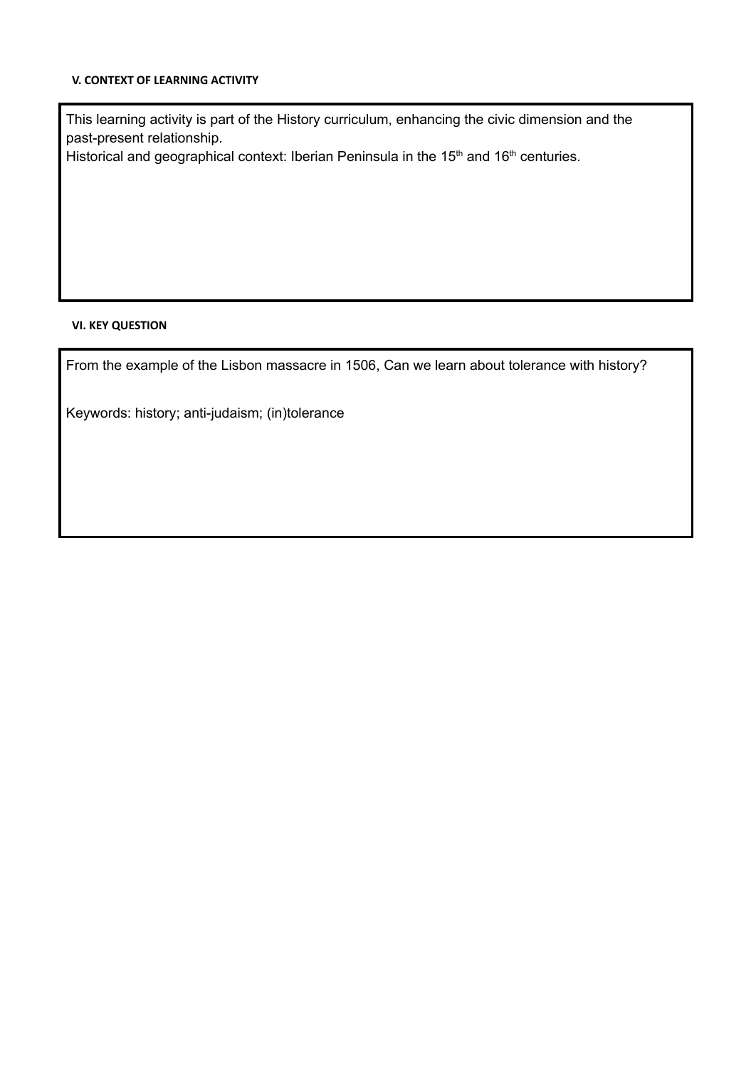#### V. CONTEXT OF LEARNING ACTIVITY

This learning activity is part of the History curriculum, enhancing the civic dimension and the past-present relationship.
Historical and geographical context: Iberian Peninsula in the 15th and 16th centuries.

#### VI. KEY QUESTION

From the example of the Lisbon massacre in 1506, Can we learn about tolerance with history?

Keywords: history; anti-judaism; (in)tolerance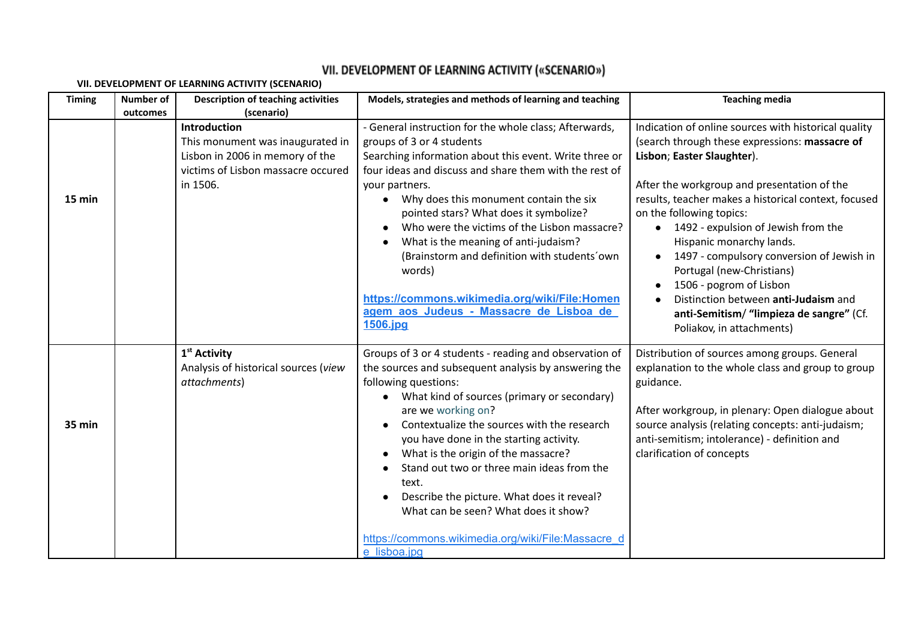# VII. DEVELOPMENT OF LEARNING ACTIVITY («SCENARIO»)

**VII. DEVELOPMENT OF LEARNING ACTIVITY (SCENARIO)**

| Timing | Number of outcomes | Description of teaching activities (scenario) | Models, strategies and methods of learning and teaching | Teaching media |
|---|---|---|---|---|
| **15 min** | | **Introduction**<br>This monument was inaugurated in Lisbon in 2006 in memory of the victims of Lisbon massacre occured in 1506. | - General instruction for the whole class; Afterwards, groups of 3 or 4 students<br>Searching information about this event. Write three or four ideas and discuss and share them with the rest of your partners.<br>• Why does this monument contain the six pointed stars? What does it symbolize?<br>• Who were the victims of the Lisbon massacre?<br>• What is the meaning of anti-judaism? (Brainstorm and definition with students´own words)<br><br>**https://commons.wikimedia.org/wiki/File:Homenagem_aos_Judeus_-_Massacre_de_Lisboa_de_1506.jpg** | Indication of online sources with historical quality (search through these expressions: **massacre of Lisbon**; **Easter Slaughter**).<br><br>After the workgroup and presentation of the results, teacher makes a historical context, focused on the following topics:<br>• 1492 - expulsion of Jewish from the Hispanic monarchy lands.<br>• 1497 - compulsory conversion of Jewish in Portugal (new-Christians)<br>• 1506 - pogrom of Lisbon<br>• Distinction between **anti-Judaism** and **anti-Semitism**/ **"limpieza de sangre"** (Cf. Poliakov, in attachments) |
| **35 min** | | **1st Activity**<br>Analysis of historical sources (*view attachments*) | Groups of 3 or 4 students - reading and observation of the sources and subsequent analysis by answering the following questions:<br>• What kind of sources (primary or secondary) are we working on?<br>• Contextualize the sources with the research you have done in the starting activity.<br>• What is the origin of the massacre?<br>• Stand out two or three main ideas from the text.<br>• Describe the picture. What does it reveal? What can be seen? What does it show?<br><br>https://commons.wikimedia.org/wiki/File:Massacre_de_lisboa.jpg | Distribution of sources among groups. General explanation to the whole class and group to group guidance.<br><br>After workgroup, in plenary: Open dialogue about source analysis (relating concepts: anti-judaism; anti-semitism; intolerance) - definition and clarification of concepts |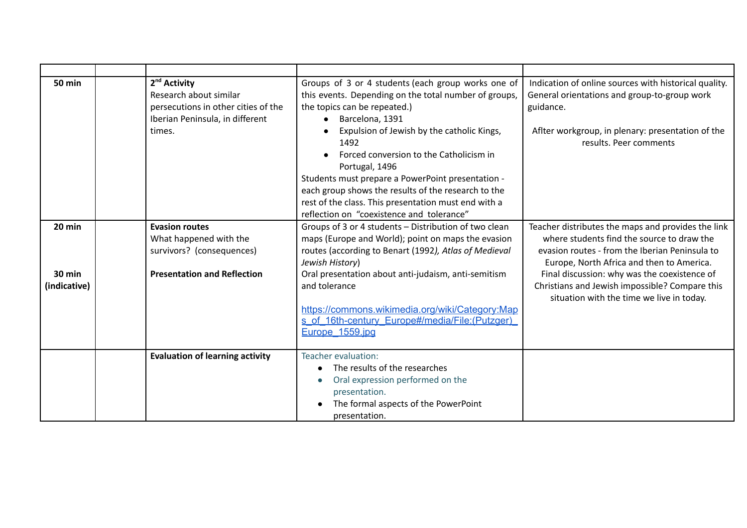| | | | | |
|---|---|---|---|---|
| **50 min** | | **2nd Activity**<br>Research about similar persecutions in other cities of the Iberian Peninsula, in different times. | Groups of 3 or 4 students (each group works one of this events. Depending on the total number of groups, the topics can be repeated.)<br>• Barcelona, 1391<br>• Expulsion of Jewish by the catholic Kings, 1492<br>• Forced conversion to the Catholicism in Portugal, 1496<br>Students must prepare a PowerPoint presentation - each group shows the results of the research to the rest of the class. This presentation must end with a reflection on "coexistence and tolerance" | Indication of online sources with historical quality. General orientations and group-to-group work guidance.<br><br>Aflter workgroup, in plenary: presentation of the results. Peer comments |
| **20 min**<br><br>**30 min (indicative)** | | **Evasion routes**<br>What happened with the survivors? (consequences)<br><br>**Presentation and Reflection** | Groups of 3 or 4 students – Distribution of two clean maps (Europe and World); point on maps the evasion routes (according to Benart (1992*), Atlas of Medieval Jewish History*)<br>Oral presentation about anti-judaism, anti-semitism and tolerance<br><br>https://commons.wikimedia.org/wiki/Category:Maps_of_16th-century_Europe#/media/File:(Putzger)_Europe_1559.jpg | Teacher distributes the maps and provides the link where students find the source to draw the evasion routes - from the Iberian Peninsula to Europe, North Africa and then to America.<br>Final discussion: why was the coexistence of Christians and Jewish impossible? Compare this situation with the time we live in today. |
| | | **Evaluation of learning activity** | Teacher evaluation:<br>• The results of the researches<br>• Oral expression performed on the presentation.<br>• The formal aspects of the PowerPoint presentation. | |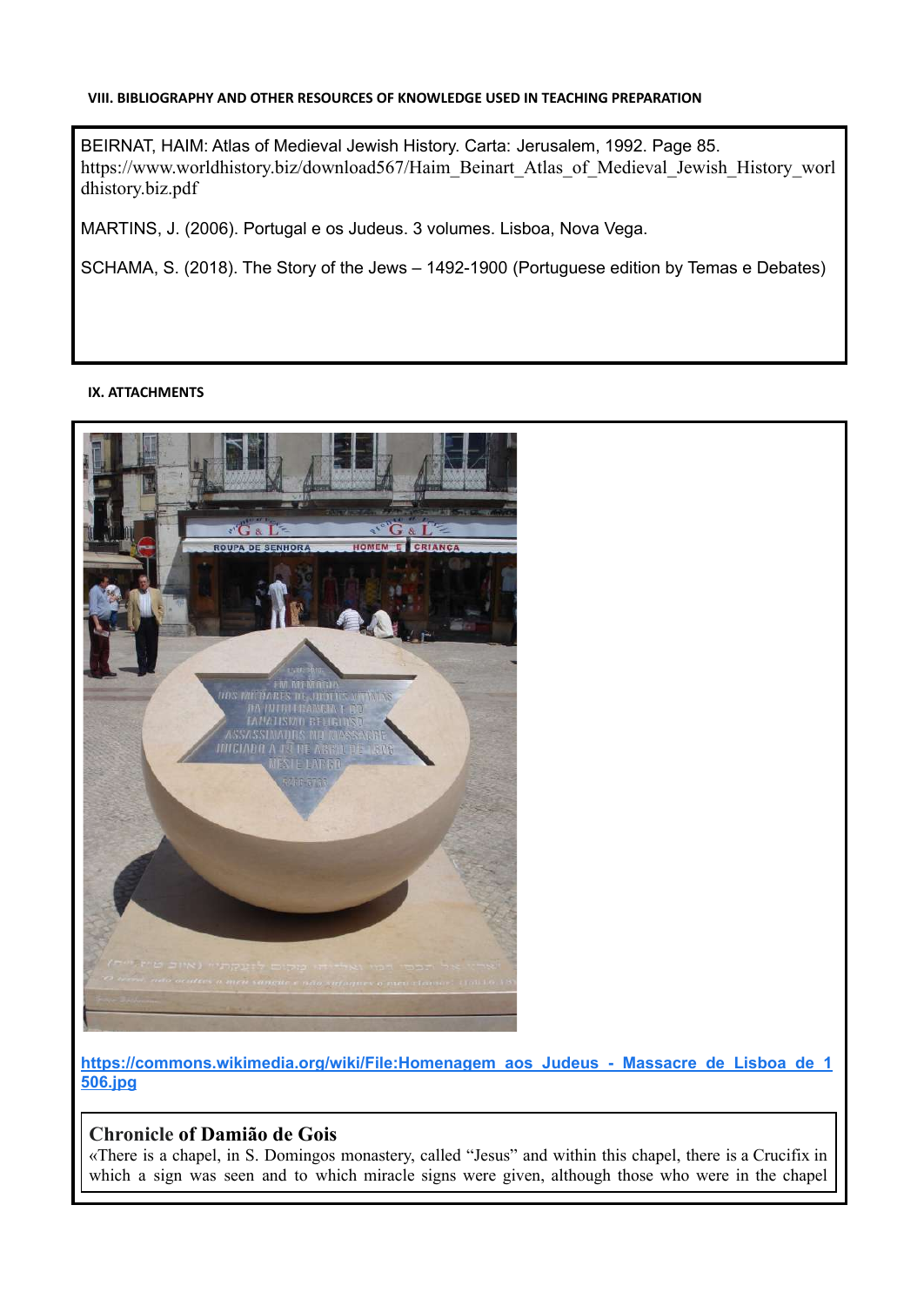VIII. BIBLIOGRAPHY AND OTHER RESOURCES OF KNOWLEDGE USED IN TEACHING PREPARATION

BEIRNAT, HAIM: Atlas of Medieval Jewish History. Carta: Jerusalem, 1992. Page 85. https://www.worldhistory.biz/download567/Haim_Beinart_Atlas_of_Medieval_Jewish_History_worldhistory.biz.pdf

MARTINS, J. (2006). Portugal e os Judeus. 3 volumes. Lisboa, Nova Vega.

SCHAMA, S. (2018). The Story of the Jews – 1492-1900 (Portuguese edition by Temas e Debates)

IX. ATTACHMENTS

[https://commons.wikimedia.org/wiki/File:Homenagem_aos_Judeus_-_Massacre_de_Lisboa_de_1506.jpg](https://commons.wikimedia.org/wiki/File:Homenagem_aos_Judeus_-_Massacre_de_Lisboa_de_1506.jpg)

**Chronicle of Damião de Gois**

«There is a chapel, in S. Domingos monastery, called “Jesus” and within this chapel, there is a Crucifix in which a sign was seen and to which miracle signs were given, although those who were in the chapel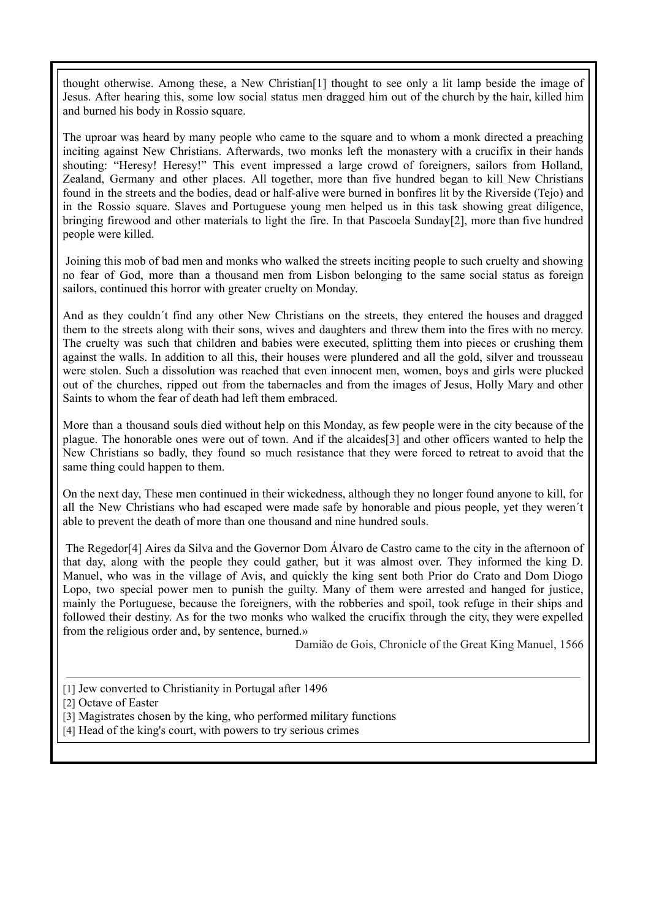thought otherwise. Among these, a New Christian[1] thought to see only a lit lamp beside the image of Jesus. After hearing this, some low social status men dragged him out of the church by the hair, killed him and burned his body in Rossio square.

The uproar was heard by many people who came to the square and to whom a monk directed a preaching inciting against New Christians. Afterwards, two monks left the monastery with a crucifix in their hands shouting: "Heresy! Heresy!" This event impressed a large crowd of foreigners, sailors from Holland, Zealand, Germany and other places. All together, more than five hundred began to kill New Christians found in the streets and the bodies, dead or half-alive were burned in bonfires lit by the Riverside (Tejo) and in the Rossio square. Slaves and Portuguese young men helped us in this task showing great diligence, bringing firewood and other materials to light the fire. In that Pascoela Sunday[2], more than five hundred people were killed.

Joining this mob of bad men and monks who walked the streets inciting people to such cruelty and showing no fear of God, more than a thousand men from Lisbon belonging to the same social status as foreign sailors, continued this horror with greater cruelty on Monday.

And as they couldn´t find any other New Christians on the streets, they entered the houses and dragged them to the streets along with their sons, wives and daughters and threw them into the fires with no mercy. The cruelty was such that children and babies were executed, splitting them into pieces or crushing them against the walls. In addition to all this, their houses were plundered and all the gold, silver and trousseau were stolen. Such a dissolution was reached that even innocent men, women, boys and girls were plucked out of the churches, ripped out from the tabernacles and from the images of Jesus, Holly Mary and other Saints to whom the fear of death had left them embraced.

More than a thousand souls died without help on this Monday, as few people were in the city because of the plague. The honorable ones were out of town. And if the alcaides[3] and other officers wanted to help the New Christians so badly, they found so much resistance that they were forced to retreat to avoid that the same thing could happen to them.

On the next day, These men continued in their wickedness, although they no longer found anyone to kill, for all the New Christians who had escaped were made safe by honorable and pious people, yet they weren´t able to prevent the death of more than one thousand and nine hundred souls.

The Regedor[4] Aires da Silva and the Governor Dom Álvaro de Castro came to the city in the afternoon of that day, along with the people they could gather, but it was almost over. They informed the king D. Manuel, who was in the village of Avis, and quickly the king sent both Prior do Crato and Dom Diogo Lopo, two special power men to punish the guilty. Many of them were arrested and hanged for justice, mainly the Portuguese, because the foreigners, with the robberies and spoil, took refuge in their ships and followed their destiny. As for the two monks who walked the crucifix through the city, they were expelled from the religious order and, by sentence, burned.»

Damião de Gois, Chronicle of the Great King Manuel, 1566

---

[1] Jew converted to Christianity in Portugal after 1496

[2] Octave of Easter

[3] Magistrates chosen by the king, who performed military functions

[4] Head of the king's court, with powers to try serious crimes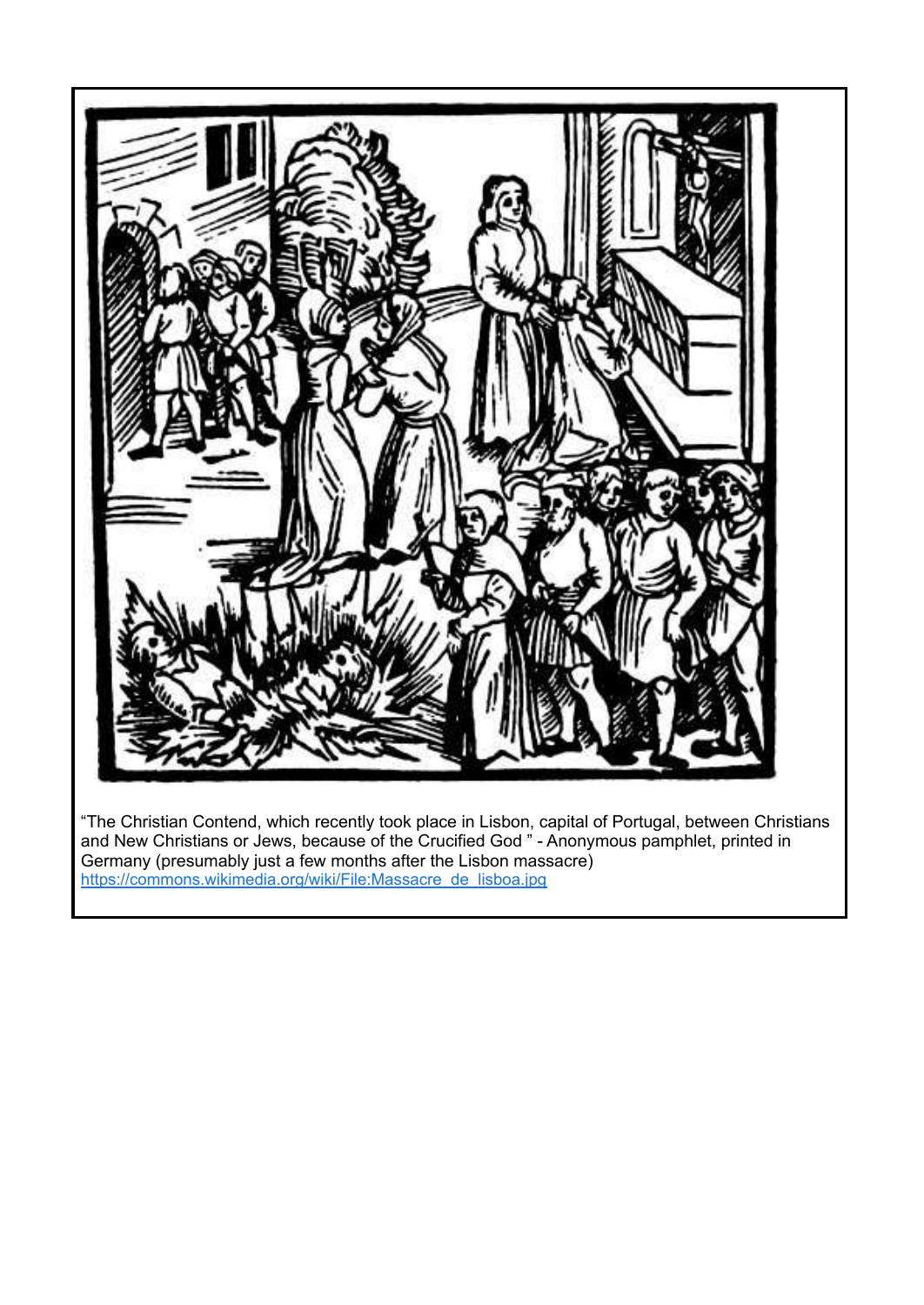“The Christian Contend, which recently took place in Lisbon, capital of Portugal, between Christians and New Christians or Jews, because of the Crucified God ” - Anonymous pamphlet, printed in Germany (presumably just a few months after the Lisbon massacre)
https://commons.wikimedia.org/wiki/File:Massacre_de_lisboa.jpg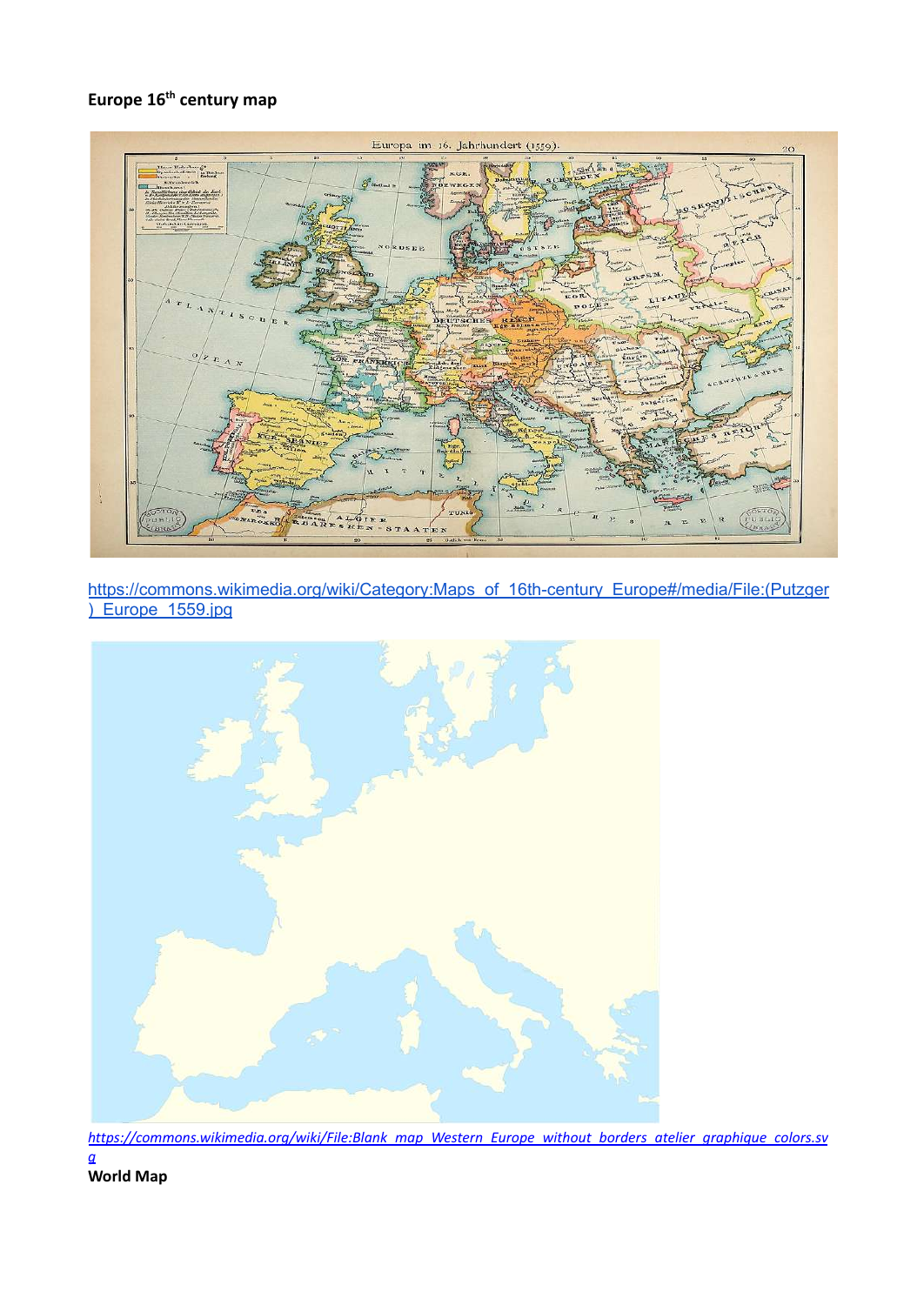**Europe 16th century map**

https://commons.wikimedia.org/wiki/Category:Maps_of_16th-century_Europe#/media/File:(Putzger)_Europe_1559.jpg

*https://commons.wikimedia.org/wiki/File:Blank_map_Western_Europe_without_borders_atelier_graphique_colors.svg*

**World Map**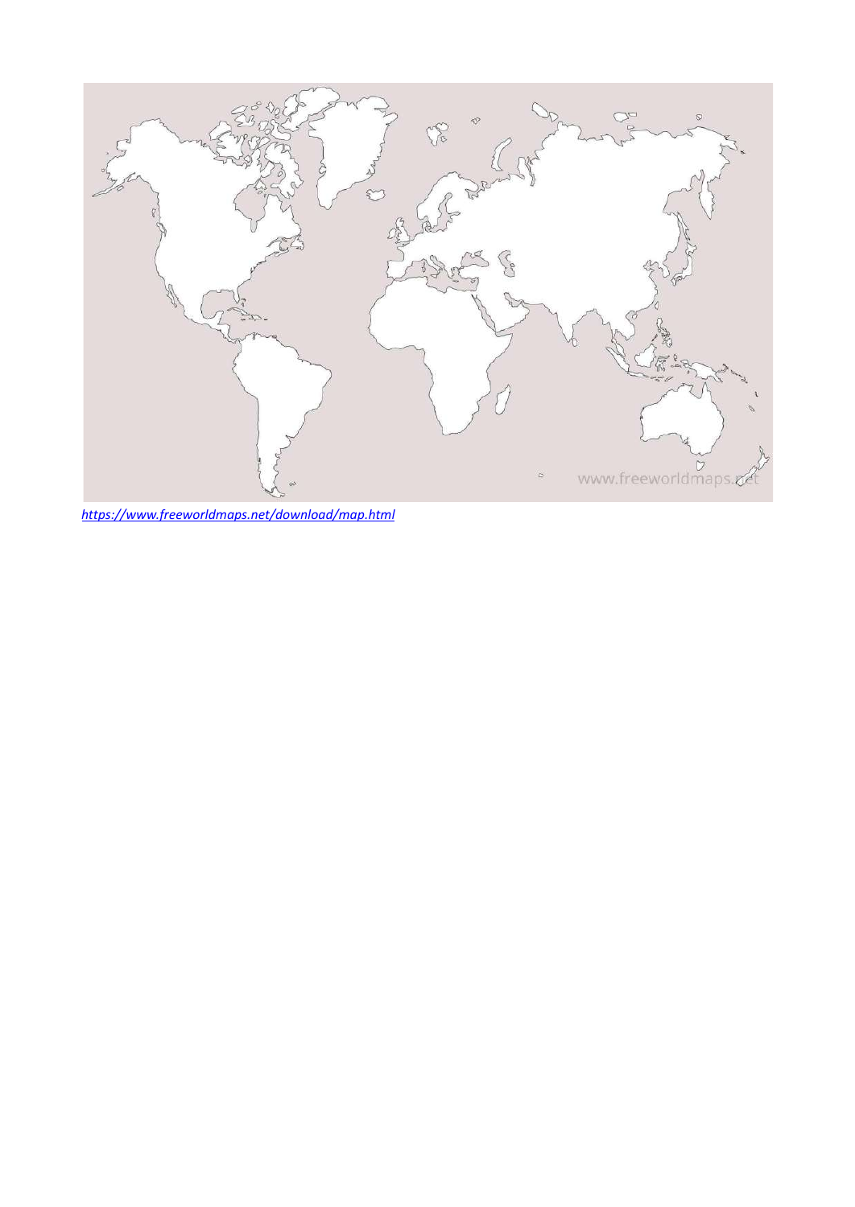*https://www.freeworldmaps.net/download/map.html*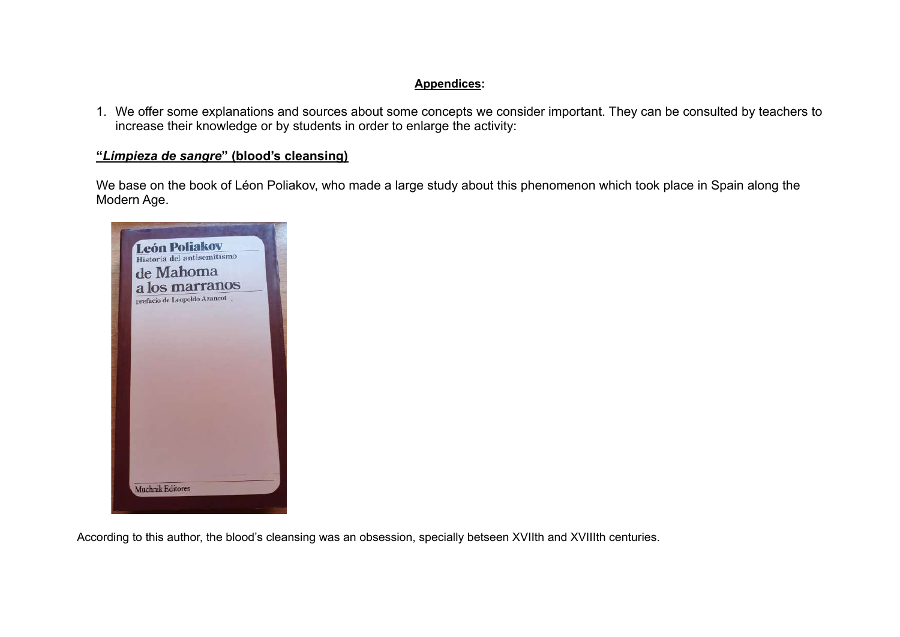**Appendices:**

1. We offer some explanations and sources about some concepts we consider important. They can be consulted by teachers to increase their knowledge or by students in order to enlarge the activity:

**"*Limpieza de sangre*" (blood's cleansing)**

We base on the book of Léon Poliakov, who made a large study about this phenomenon which took place in Spain along the Modern Age.

According to this author, the blood's cleansing was an obsession, specially betseen XVIIth and XVIIIth centuries.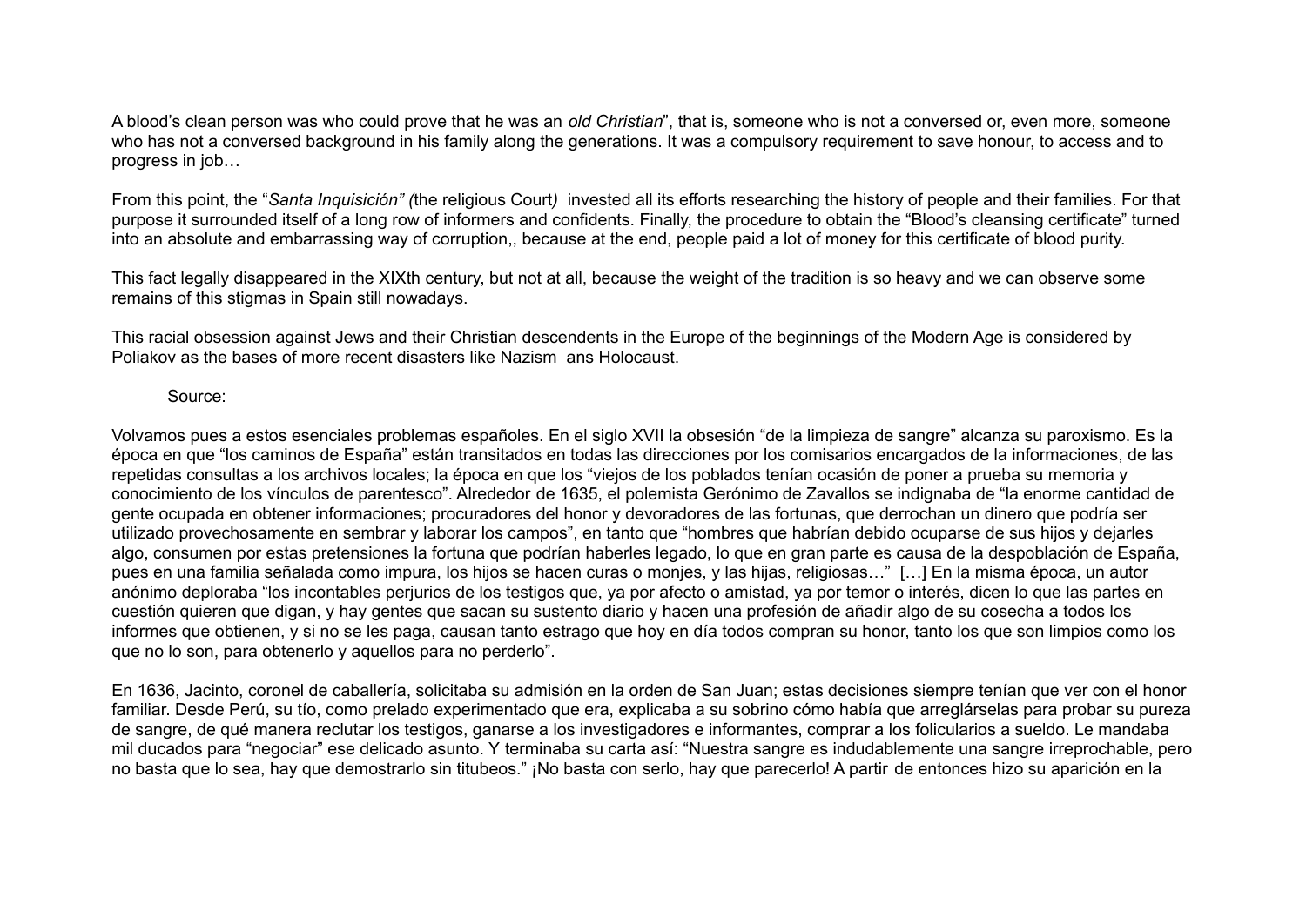A blood's clean person was who could prove that he was an *old Christian*", that is, someone who is not a conversed or, even more, someone who has not a conversed background in his family along the generations. It was a compulsory requirement to save honour, to access and to progress in job…

From this point, the "*Santa Inquisición" (*the religious Court*)* invested all its efforts researching the history of people and their families. For that purpose it surrounded itself of a long row of informers and confidents. Finally, the procedure to obtain the "Blood's cleansing certificate" turned into an absolute and embarrassing way of corruption,, because at the end, people paid a lot of money for this certificate of blood purity.

This fact legally disappeared in the XIXth century, but not at all, because the weight of the tradition is so heavy and we can observe some remains of this stigmas in Spain still nowadays.

This racial obsession against Jews and their Christian descendents in the Europe of the beginnings of the Modern Age is considered by Poliakov as the bases of more recent disasters like Nazism ans Holocaust.

Source:

Volvamos pues a estos esenciales problemas españoles. En el siglo XVII la obsesión "de la limpieza de sangre" alcanza su paroxismo. Es la época en que "los caminos de España" están transitados en todas las direcciones por los comisarios encargados de la informaciones, de las repetidas consultas a los archivos locales; la época en que los "viejos de los poblados tenían ocasión de poner a prueba su memoria y conocimiento de los vínculos de parentesco". Alrededor de 1635, el polemista Gerónimo de Zavallos se indignaba de "la enorme cantidad de gente ocupada en obtener informaciones; procuradores del honor y devoradores de las fortunas, que derrochan un dinero que podría ser utilizado provechosamente en sembrar y laborar los campos", en tanto que "hombres que habrían debido ocuparse de sus hijos y dejarles algo, consumen por estas pretensiones la fortuna que podrían haberles legado, lo que en gran parte es causa de la despoblación de España, pues en una familia señalada como impura, los hijos se hacen curas o monjes, y las hijas, religiosas…" […] En la misma época, un autor anónimo deploraba "los incontables perjurios de los testigos que, ya por afecto o amistad, ya por temor o interés, dicen lo que las partes en cuestión quieren que digan, y hay gentes que sacan su sustento diario y hacen una profesión de añadir algo de su cosecha a todos los informes que obtienen, y si no se les paga, causan tanto estrago que hoy en día todos compran su honor, tanto los que son limpios como los que no lo son, para obtenerlo y aquellos para no perderlo".

En 1636, Jacinto, coronel de caballería, solicitaba su admisión en la orden de San Juan; estas decisiones siempre tenían que ver con el honor familiar. Desde Perú, su tío, como prelado experimentado que era, explicaba a su sobrino cómo había que arreglárselas para probar su pureza de sangre, de qué manera reclutar los testigos, ganarse a los investigadores e informantes, comprar a los foliculario a sueldo. Le mandaba mil ducados para "negociar" ese delicado asunto. Y terminaba su carta así: "Nuestra sangre es indudablemente una sangre irreprochable, pero no basta que lo sea, hay que demostrarlo sin titubeos." ¡No basta con serlo, hay que parecerlo! A partir de entonces hizo su aparición en la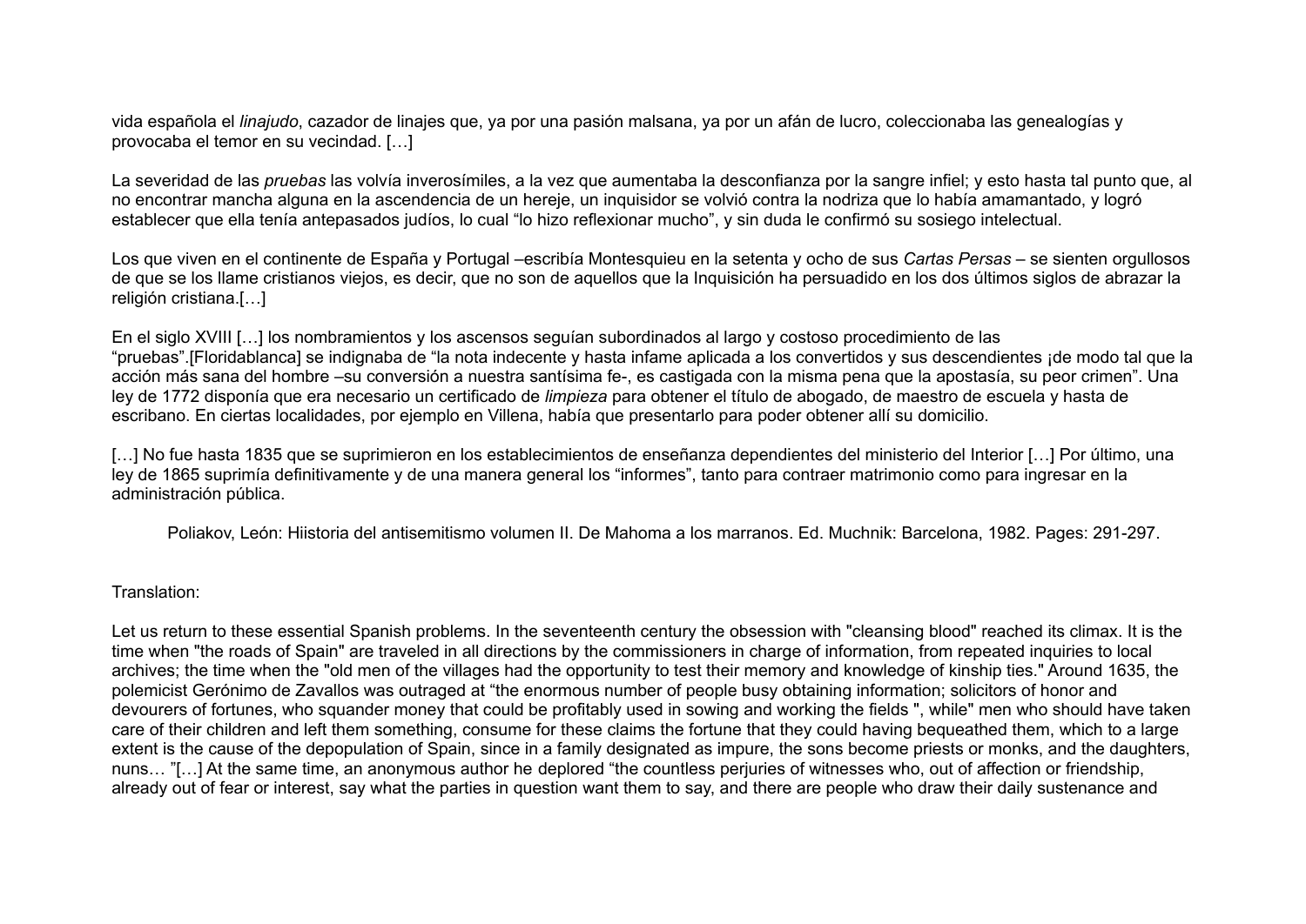vida española el *linajudo*, cazador de linajes que, ya por una pasión malsana, ya por un afán de lucro, coleccionaba las genealogías y provocaba el temor en su vecindad. […]

La severidad de las *pruebas* las volvía inverosímiles, a la vez que aumentaba la desconfianza por la sangre infiel; y esto hasta tal punto que, al no encontrar mancha alguna en la ascendencia de un hereje, un inquisidor se volvió contra la nodriza que lo había amamantado, y logró establecer que ella tenía antepasados judíos, lo cual "lo hizo reflexionar mucho", y sin duda le confirmó su sosiego intelectual.

Los que viven en el continente de España y Portugal –escribía Montesquieu en la setenta y ocho de sus *Cartas Persas* – se sienten orgullosos de que se los llame cristianos viejos, es decir, que no son de aquellos que la Inquisición ha persuadido en los dos últimos siglos de abrazar la religión cristiana.[…]

En el siglo XVIII […] los nombramientos y los ascensos seguían subordinados al largo y costoso procedimiento de las "pruebas".[Floridablanca] se indignaba de "la nota indecente y hasta infame aplicada a los convertidos y sus descendientes ¡de modo tal que la acción más sana del hombre –su conversión a nuestra santísima fe-, es castigada con la misma pena que la apostasía, su peor crimen". Una ley de 1772 disponía que era necesario un certificado de *limpieza* para obtener el título de abogado, de maestro de escuela y hasta de escribano. En ciertas localidades, por ejemplo en Villena, había que presentarlo para poder obtener allí su domicilio.

[…] No fue hasta 1835 que se suprimieron en los establecimientos de enseñanza dependientes del ministerio del Interior […] Por último, una ley de 1865 suprimía definitivamente y de una manera general los "informes", tanto para contraer matrimonio como para ingresar en la administración pública.

Poliakov, León: Hiistoria del antisemitismo volumen II. De Mahoma a los marranos. Ed. Muchnik: Barcelona, 1982. Pages: 291-297.

Translation:

Let us return to these essential Spanish problems. In the seventeenth century the obsession with "cleansing blood" reached its climax. It is the time when "the roads of Spain" are traveled in all directions by the commissioners in charge of information, from repeated inquiries to local archives; the time when the "old men of the villages had the opportunity to test their memory and knowledge of kinship ties." Around 1635, the polemicist Gerónimo de Zavallos was outraged at "the enormous number of people busy obtaining information; solicitors of honor and devourers of fortunes, who squander money that could be profitably used in sowing and working the fields ", while" men who should have taken care of their children and left them something, consume for these claims the fortune that they could having bequeathed them, which to a large extent is the cause of the depopulation of Spain, since in a family designated as impure, the sons become priests or monks, and the daughters, nuns… "[…] At the same time, an anonymous author he deplored "the countless perjuries of witnesses who, out of affection or friendship, already out of fear or interest, say what the parties in question want them to say, and there are people who draw their daily sustenance and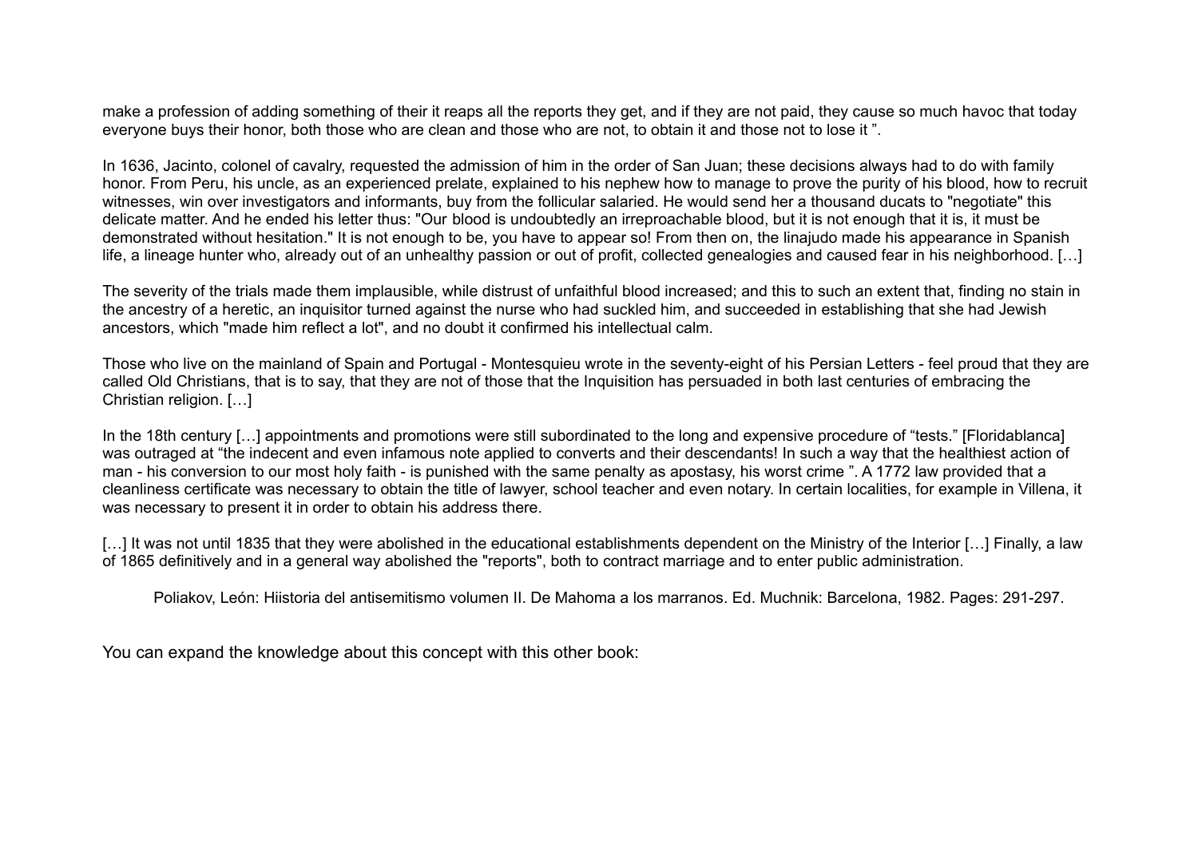make a profession of adding something of their it reaps all the reports they get, and if they are not paid, they cause so much havoc that today everyone buys their honor, both those who are clean and those who are not, to obtain it and those not to lose it ".

In 1636, Jacinto, colonel of cavalry, requested the admission of him in the order of San Juan; these decisions always had to do with family honor. From Peru, his uncle, as an experienced prelate, explained to his nephew how to manage to prove the purity of his blood, how to recruit witnesses, win over investigators and informants, buy from the follicular salaried. He would send her a thousand ducats to "negotiate" this delicate matter. And he ended his letter thus: "Our blood is undoubtedly an irreproachable blood, but it is not enough that it is, it must be demonstrated without hesitation." It is not enough to be, you have to appear so! From then on, the linajudo made his appearance in Spanish life, a lineage hunter who, already out of an unhealthy passion or out of profit, collected genealogies and caused fear in his neighborhood. […]

The severity of the trials made them implausible, while distrust of unfaithful blood increased; and this to such an extent that, finding no stain in the ancestry of a heretic, an inquisitor turned against the nurse who had suckled him, and succeeded in establishing that she had Jewish ancestors, which "made him reflect a lot", and no doubt it confirmed his intellectual calm.

Those who live on the mainland of Spain and Portugal - Montesquieu wrote in the seventy-eight of his Persian Letters - feel proud that they are called Old Christians, that is to say, that they are not of those that the Inquisition has persuaded in both last centuries of embracing the Christian religion. […]

In the 18th century […] appointments and promotions were still subordinated to the long and expensive procedure of "tests." [Floridablanca] was outraged at "the indecent and even infamous note applied to converts and their descendants! In such a way that the healthiest action of man - his conversion to our most holy faith - is punished with the same penalty as apostasy, his worst crime ". A 1772 law provided that a cleanliness certificate was necessary to obtain the title of lawyer, school teacher and even notary. In certain localities, for example in Villena, it was necessary to present it in order to obtain his address there.

[…] It was not until 1835 that they were abolished in the educational establishments dependent on the Ministry of the Interior […] Finally, a law of 1865 definitively and in a general way abolished the "reports", both to contract marriage and to enter public administration.

> Poliakov, León: Hiistoria del antisemitismo volumen II. De Mahoma a los marranos. Ed. Muchnik: Barcelona, 1982. Pages: 291-297.

You can expand the knowledge about this concept with this other book: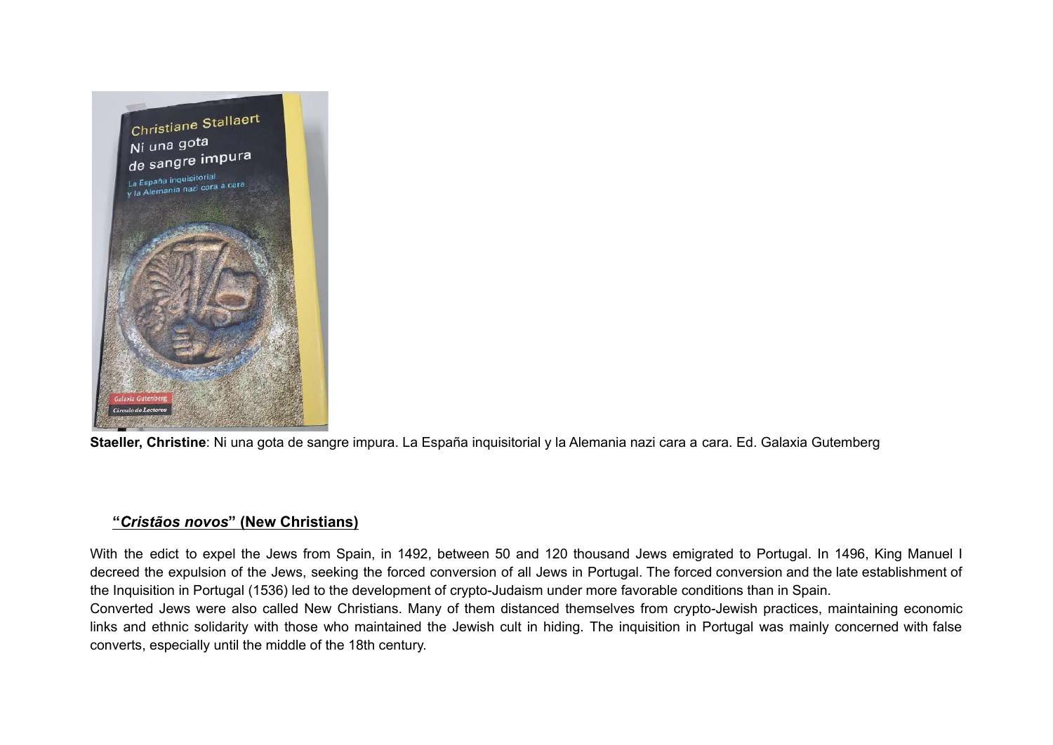**Staeller, Christine**: Ni una gota de sangre impura. La España inquisitorial y la Alemania nazi cara a cara. Ed. Galaxia Gutemberg

## "*Cristãos novos*" (New Christians)

With the edict to expel the Jews from Spain, in 1492, between 50 and 120 thousand Jews emigrated to Portugal. In 1496, King Manuel I decreed the expulsion of the Jews, seeking the forced conversion of all Jews in Portugal. The forced conversion and the late establishment of the Inquisition in Portugal (1536) led to the development of crypto-Judaism under more favorable conditions than in Spain.

Converted Jews were also called New Christians. Many of them distanced themselves from crypto-Jewish practices, maintaining economic links and ethnic solidarity with those who maintained the Jewish cult in hiding. The inquisition in Portugal was mainly concerned with false converts, especially until the middle of the 18th century.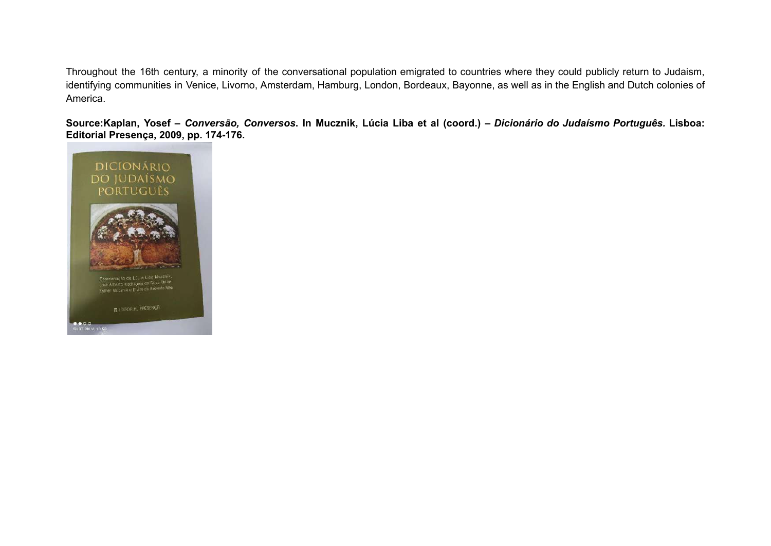Throughout the 16th century, a minority of the conversational population emigrated to countries where they could publicly return to Judaism, identifying communities in Venice, Livorno, Amsterdam, Hamburg, London, Bordeaux, Bayonne, as well as in the English and Dutch colonies of America.

**Source:Kaplan, Yosef – *Conversão, Conversos*. In Mucznik, Lúcia Liba et al (coord.) – *Dicionário do Judaísmo Português.* Lisboa: Editorial Presença, 2009, pp. 174-176.**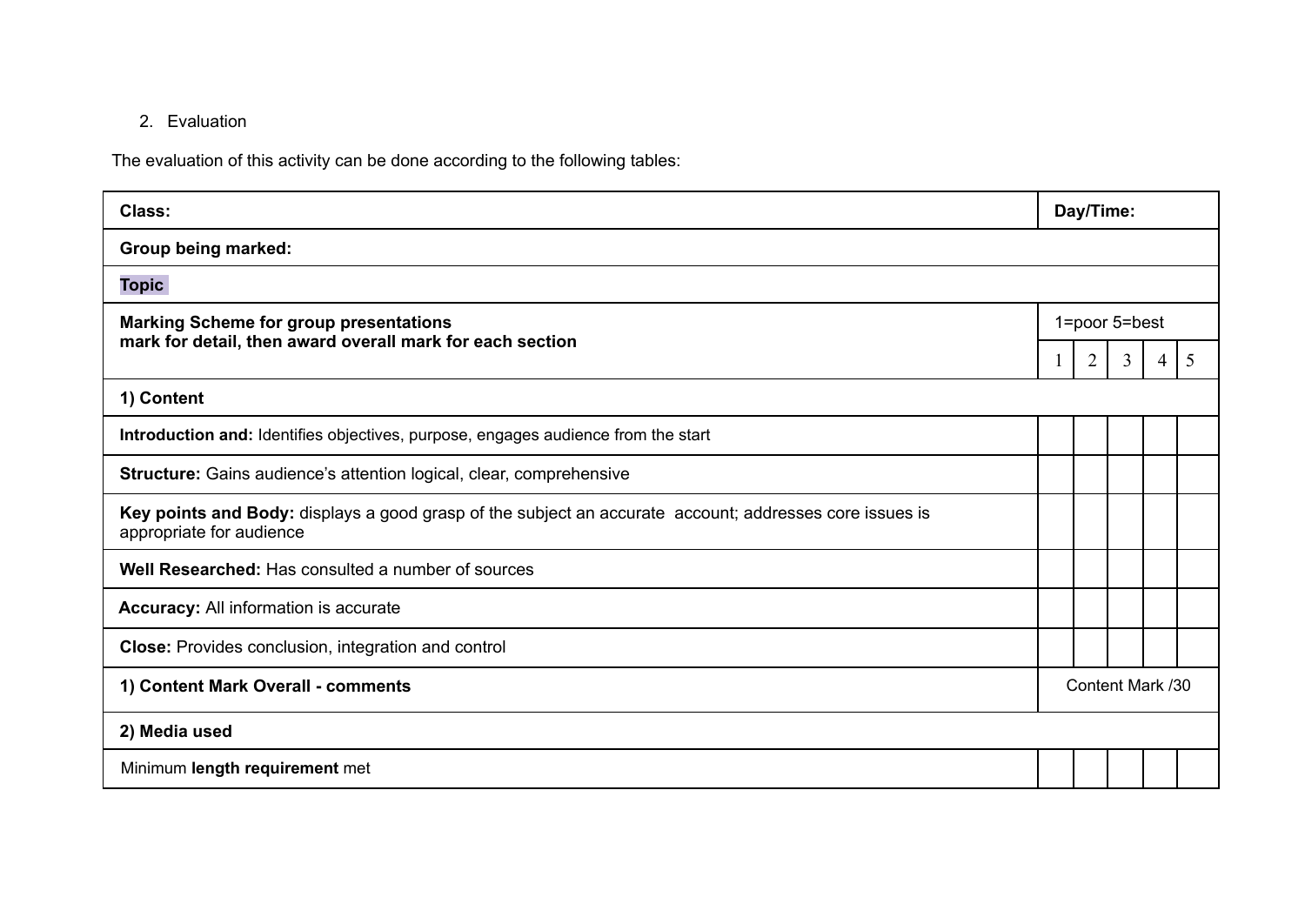2. Evaluation

The evaluation of this activity can be done according to the following tables:

| **Class:** | **Day/Time:** | | | | |
|---|---|---|---|---|---|
| **Group being marked:** | | | | | |
| **Topic** | | | | | |
| **Marking Scheme for group presentations**<br>**mark for detail, then award overall mark for each section** | 1=poor 5=best | | | | |
| | 1 | 2 | 3 | 4 | 5 |
| **1) Content** | | | | | |
| **Introduction and:** Identifies objectives, purpose, engages audience from the start | | | | | |
| **Structure:** Gains audience's attention logical, clear, comprehensive | | | | | |
| **Key points and Body:** displays a good grasp of the subject an accurate account; addresses core issues is appropriate for audience | | | | | |
| **Well Researched:** Has consulted a number of sources | | | | | |
| **Accuracy:** All information is accurate | | | | | |
| **Close:** Provides conclusion, integration and control | | | | | |
| **1) Content Mark Overall - comments** | Content Mark /30 | | | | |
| **2) Media used** | | | | | |
| Minimum **length requirement** met | | | | | |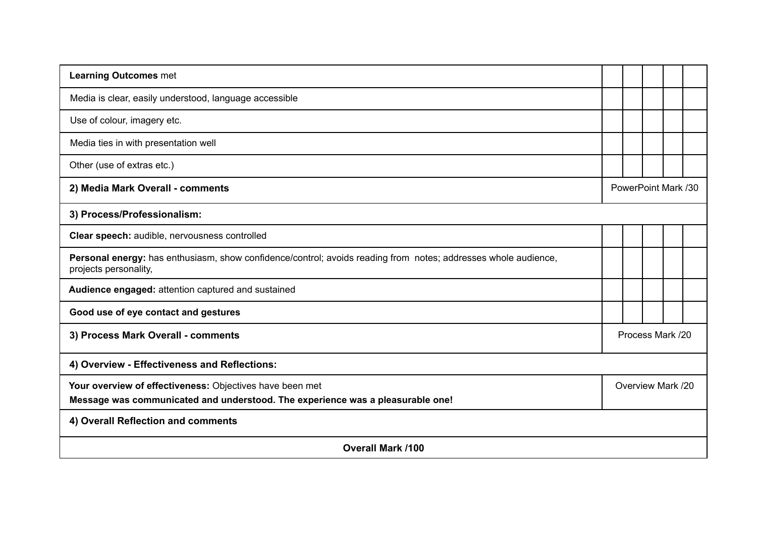| | | | | | |
|---|---|---|---|---|---|
| **Learning Outcomes** met | | | | | |
| Media is clear, easily understood, language accessible | | | | | |
| Use of colour, imagery etc. | | | | | |
| Media ties in with presentation well | | | | | |
| Other (use of extras etc.) | | | | | |
| **2) Media Mark Overall - comments** | PowerPoint Mark /30 | | | | |
| **3) Process/Professionalism:** | | | | | |
| **Clear speech:** audible, nervousness controlled | | | | | |
| **Personal energy:** has enthusiasm, show confidence/control; avoids reading from notes; addresses whole audience, projects personality, | | | | | |
| **Audience engaged:** attention captured and sustained | | | | | |
| **Good use of eye contact and gestures** | | | | | |
| **3) Process Mark Overall - comments** | Process Mark /20 | | | | |
| **4) Overview - Effectiveness and Reflections:** | | | | | |
| **Your overview of effectiveness:** Objectives have been met<br>**Message was communicated and understood. The experience was a pleasurable one!** | Overview Mark /20 | | | | |
| **4) Overall Reflection and comments** | | | | | |
| **Overall Mark /100** | | | | | |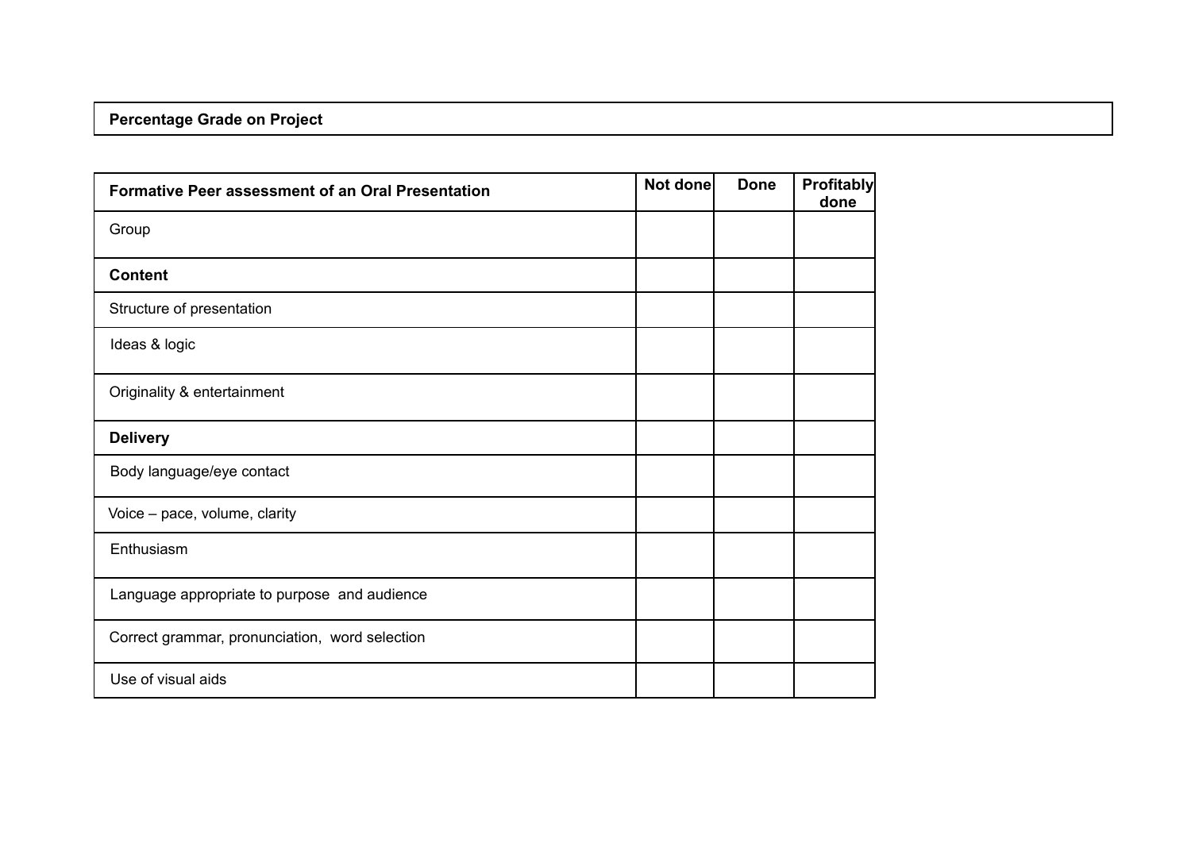| Percentage Grade on Project |
| --- |

| Formative Peer assessment of an Oral Presentation | Not done | Done | Profitably done |
| --- | --- | --- | --- |
| Group | | | |
| **Content** | | | |
| Structure of presentation | | | |
| Ideas & logic | | | |
| Originality & entertainment | | | |
| **Delivery** | | | |
| Body language/eye contact | | | |
| Voice – pace, volume, clarity | | | |
| Enthusiasm | | | |
| Language appropriate to purpose and audience | | | |
| Correct grammar, pronunciation, word selection | | | |
| Use of visual aids | | | |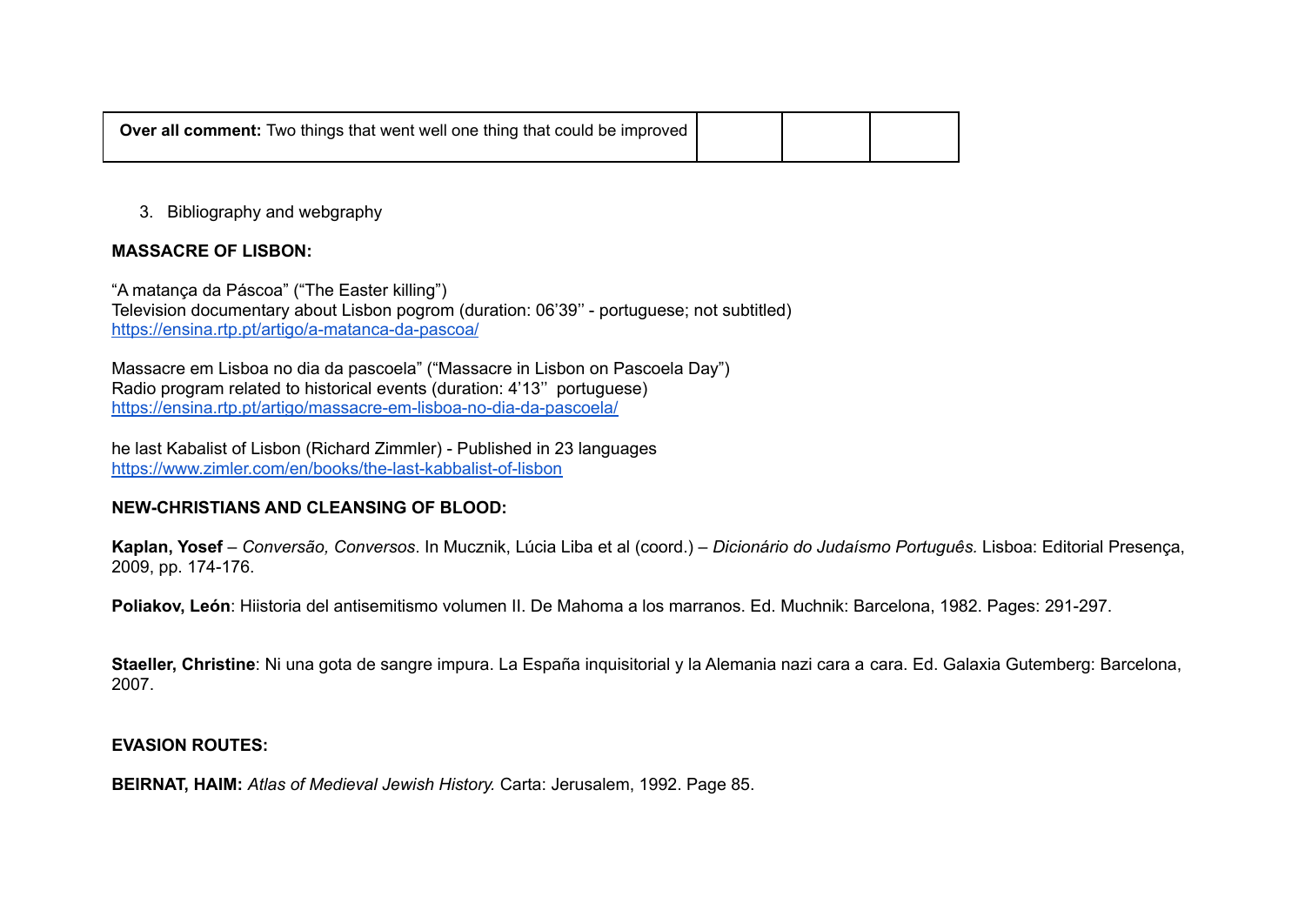| **Over all comment:** Two things that went well one thing that could be improved | | | |
|---|---|---|---|

3. Bibliography and webgraphy

**MASSACRE OF LISBON:**

“A matança da Páscoa” (“The Easter killing”)
Television documentary about Lisbon pogrom (duration: 06’39’’ - portuguese; not subtitled)
https://ensina.rtp.pt/artigo/a-matanca-da-pascoa/

Massacre em Lisboa no dia da pascoela” (“Massacre in Lisbon on Pascoela Day”)
Radio program related to historical events (duration: 4’13’’ portuguese)
https://ensina.rtp.pt/artigo/massacre-em-lisboa-no-dia-da-pascoela/

he last Kabalist of Lisbon (Richard Zimmler) - Published in 23 languages
https://www.zimler.com/en/books/the-last-kabbalist-of-lisbon

**NEW-CHRISTIANS AND CLEANSING OF BLOOD:**

**Kaplan, Yosef** – *Conversão, Conversos*. In Mucznik, Lúcia Liba et al (coord.) – *Dicionário do Judaísmo Português.* Lisboa: Editorial Presença, 2009, pp. 174-176.

**Poliakov, León**: Hiistoria del antisemitismo volumen II. De Mahoma a los marranos. Ed. Muchnik: Barcelona, 1982. Pages: 291-297.

**Staeller, Christine**: Ni una gota de sangre impura. La España inquisitorial y la Alemania nazi cara a cara. Ed. Galaxia Gutemberg: Barcelona, 2007.

**EVASION ROUTES:**

**BEIRNAT, HAIM:** *Atlas of Medieval Jewish History.* Carta: Jerusalem, 1992. Page 85.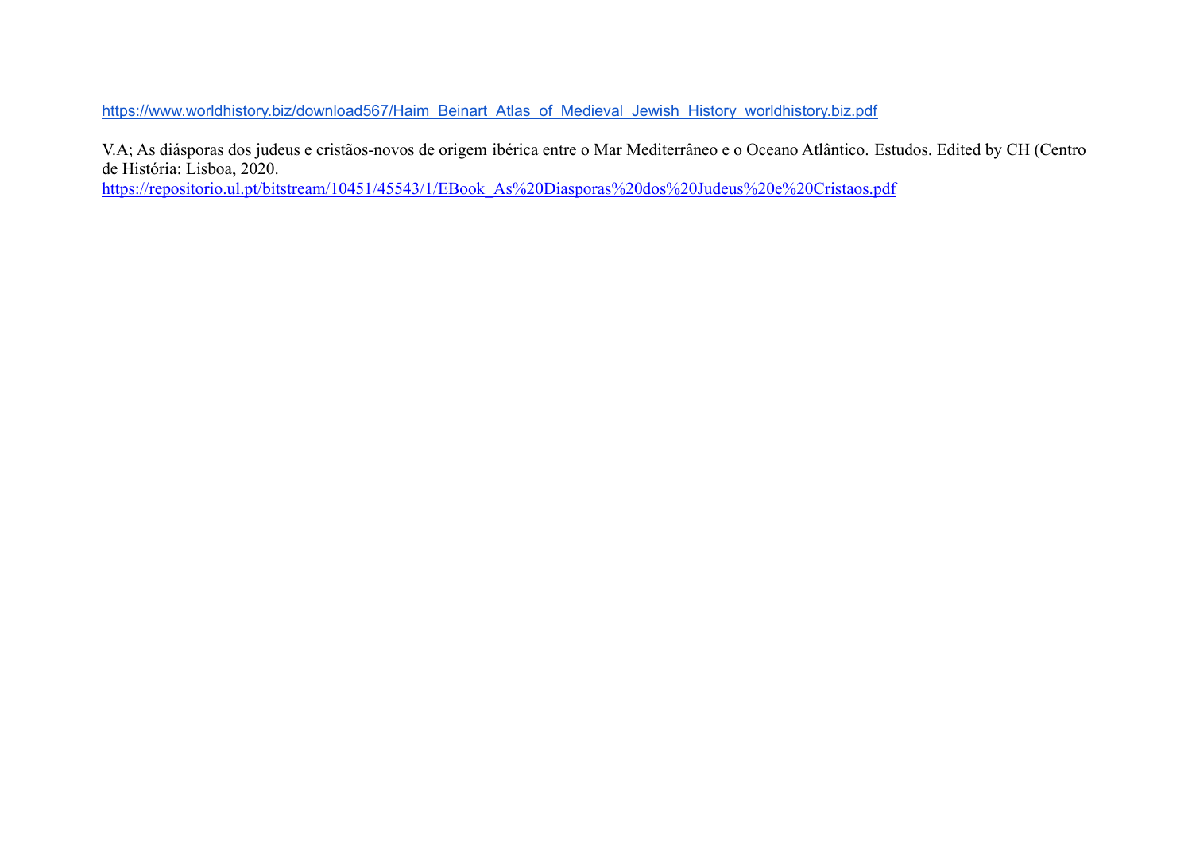https://www.worldhistory.biz/download567/Haim_Beinart_Atlas_of_Medieval_Jewish_History_worldhistory.biz.pdf

V.A; As diásporas dos judeus e cristãos-novos de origem ibérica entre o Mar Mediterrâneo e o Oceano Atlântico. Estudos. Edited by CH (Centro de História: Lisboa, 2020.
https://repositorio.ul.pt/bitstream/10451/45543/1/EBook_As%20Diasporas%20dos%20Judeus%20e%20Cristaos.pdf